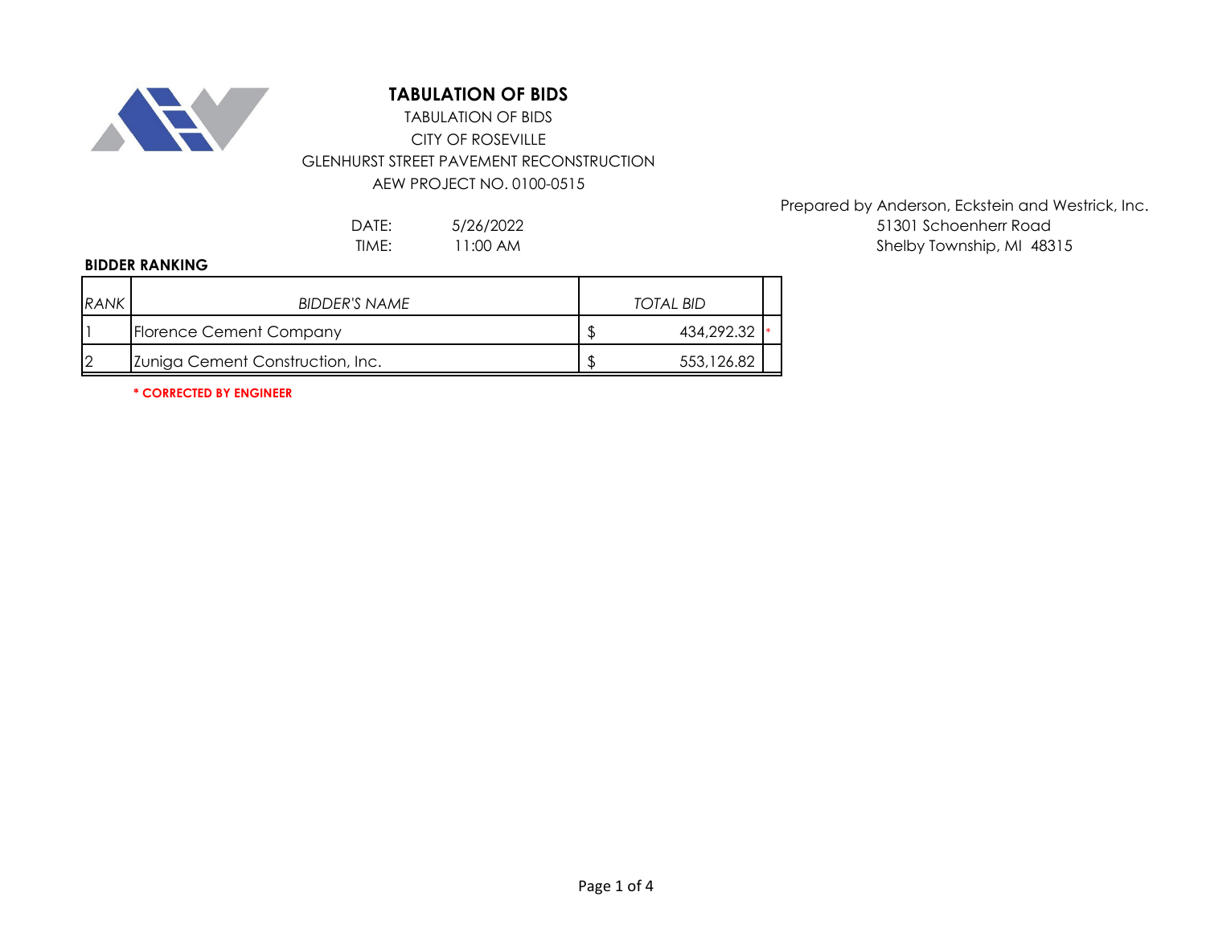# TABULATION OF BIDS

TABULATION OF BIDS
CITY OF ROSEVILLE
GLENHURST STREET PAVEMENT RECONSTRUCTION
AEW PROJECT NO. 0100-0515

Prepared by Anderson, Eckstein and Westrick, Inc.
51301 Schoenherr Road
Shelby Township, MI 48315

DATE: 5/26/2022
TIME: 11:00 AM

**BIDDER RANKING**

| *RANK* | *BIDDER'S NAME* | *TOTAL BID* | |
|---|---|---|---|
| 1 | Florence Cement Company | $ 434,292.32 | * |
| 2 | Zuniga Cement Construction, Inc. | $ 553,126.82 | |

**\* CORRECTED BY ENGINEER**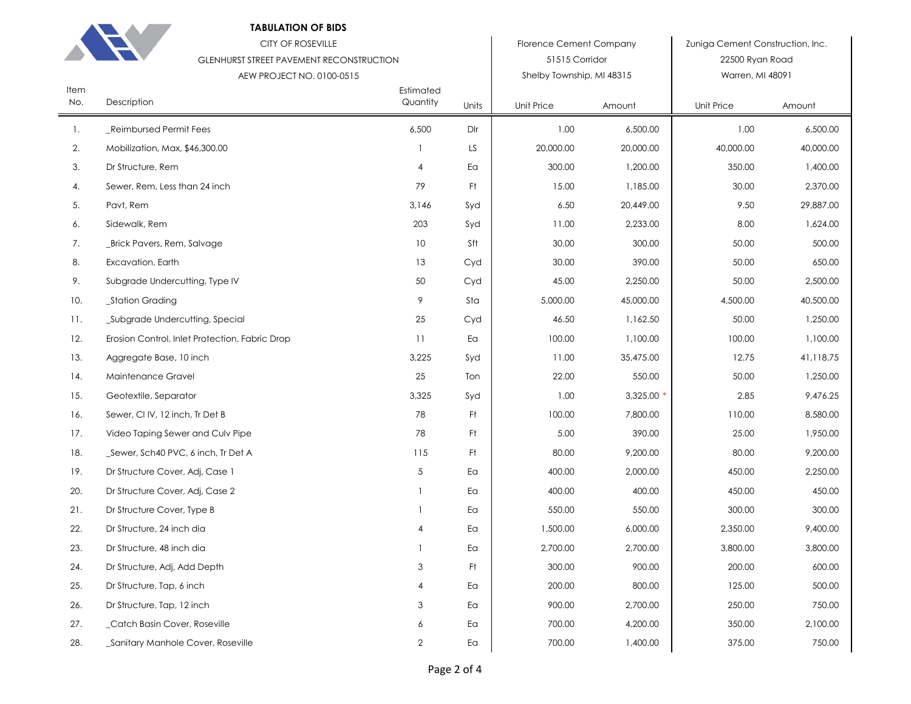**TABULATION OF BIDS**

CITY OF ROSEVILLE

GLENHURST STREET PAVEMENT RECONSTRUCTION

AEW PROJECT NO. 0100-0515

| | | | | Florence Cement Company | | Zuniga Cement Construction, Inc. | |
|---|---|---|---|---|---|---|---|
| | | | | 51515 Corridor | | 22500 Ryan Road | |
| | | | | Shelby Township, MI 48315 | | Warren, MI 48091 | |
| Item No. | Description | Estimated Quantity | Units | Unit Price | Amount | Unit Price | Amount |
| 1. | _Reimbursed Permit Fees | 6,500 | Dlr | 1.00 | 6,500.00 | 1.00 | 6,500.00 |
| 2. | Mobilization, Max, $46,300.00 | 1 | LS | 20,000.00 | 20,000.00 | 40,000.00 | 40,000.00 |
| 3. | Dr Structure, Rem | 4 | Ea | 300.00 | 1,200.00 | 350.00 | 1,400.00 |
| 4. | Sewer, Rem, Less than 24 inch | 79 | Ft | 15.00 | 1,185.00 | 30.00 | 2,370.00 |
| 5. | Pavt, Rem | 3,146 | Syd | 6.50 | 20,449.00 | 9.50 | 29,887.00 |
| 6. | Sidewalk, Rem | 203 | Syd | 11.00 | 2,233.00 | 8.00 | 1,624.00 |
| 7. | _Brick Pavers, Rem, Salvage | 10 | Sft | 30.00 | 300.00 | 50.00 | 500.00 |
| 8. | Excavation, Earth | 13 | Cyd | 30.00 | 390.00 | 50.00 | 650.00 |
| 9. | Subgrade Undercutting, Type IV | 50 | Cyd | 45.00 | 2,250.00 | 50.00 | 2,500.00 |
| 10. | _Station Grading | 9 | Sta | 5,000.00 | 45,000.00 | 4,500.00 | 40,500.00 |
| 11. | _Subgrade Undercutting, Special | 25 | Cyd | 46.50 | 1,162.50 | 50.00 | 1,250.00 |
| 12. | Erosion Control, Inlet Protection, Fabric Drop | 11 | Ea | 100.00 | 1,100.00 | 100.00 | 1,100.00 |
| 13. | Aggregate Base, 10 inch | 3,225 | Syd | 11.00 | 35,475.00 | 12.75 | 41,118.75 |
| 14. | Maintenance Gravel | 25 | Ton | 22.00 | 550.00 | 50.00 | 1,250.00 |
| 15. | Geotextile, Separator | 3,325 | Syd | 1.00 | 3,325.00 * | 2.85 | 9,476.25 |
| 16. | Sewer, Cl IV, 12 inch, Tr Det B | 78 | Ft | 100.00 | 7,800.00 | 110.00 | 8,580.00 |
| 17. | Video Taping Sewer and Culv Pipe | 78 | Ft | 5.00 | 390.00 | 25.00 | 1,950.00 |
| 18. | _Sewer, Sch40 PVC, 6 inch, Tr Det A | 115 | Ft | 80.00 | 9,200.00 | 80.00 | 9,200.00 |
| 19. | Dr Structure Cover, Adj, Case 1 | 5 | Ea | 400.00 | 2,000.00 | 450.00 | 2,250.00 |
| 20. | Dr Structure Cover, Adj, Case 2 | 1 | Ea | 400.00 | 400.00 | 450.00 | 450.00 |
| 21. | Dr Structure Cover, Type B | 1 | Ea | 550.00 | 550.00 | 300.00 | 300.00 |
| 22. | Dr Structure, 24 inch dia | 4 | Ea | 1,500.00 | 6,000.00 | 2,350.00 | 9,400.00 |
| 23. | Dr Structure, 48 inch dia | 1 | Ea | 2,700.00 | 2,700.00 | 3,800.00 | 3,800.00 |
| 24. | Dr Structure, Adj, Add Depth | 3 | Ft | 300.00 | 900.00 | 200.00 | 600.00 |
| 25. | Dr Structure, Tap, 6 inch | 4 | Ea | 200.00 | 800.00 | 125.00 | 500.00 |
| 26. | Dr Structure, Tap, 12 inch | 3 | Ea | 900.00 | 2,700.00 | 250.00 | 750.00 |
| 27. | _Catch Basin Cover, Roseville | 6 | Ea | 700.00 | 4,200.00 | 350.00 | 2,100.00 |
| 28. | _Sanitary Manhole Cover, Roseville | 2 | Ea | 700.00 | 1,400.00 | 375.00 | 750.00 |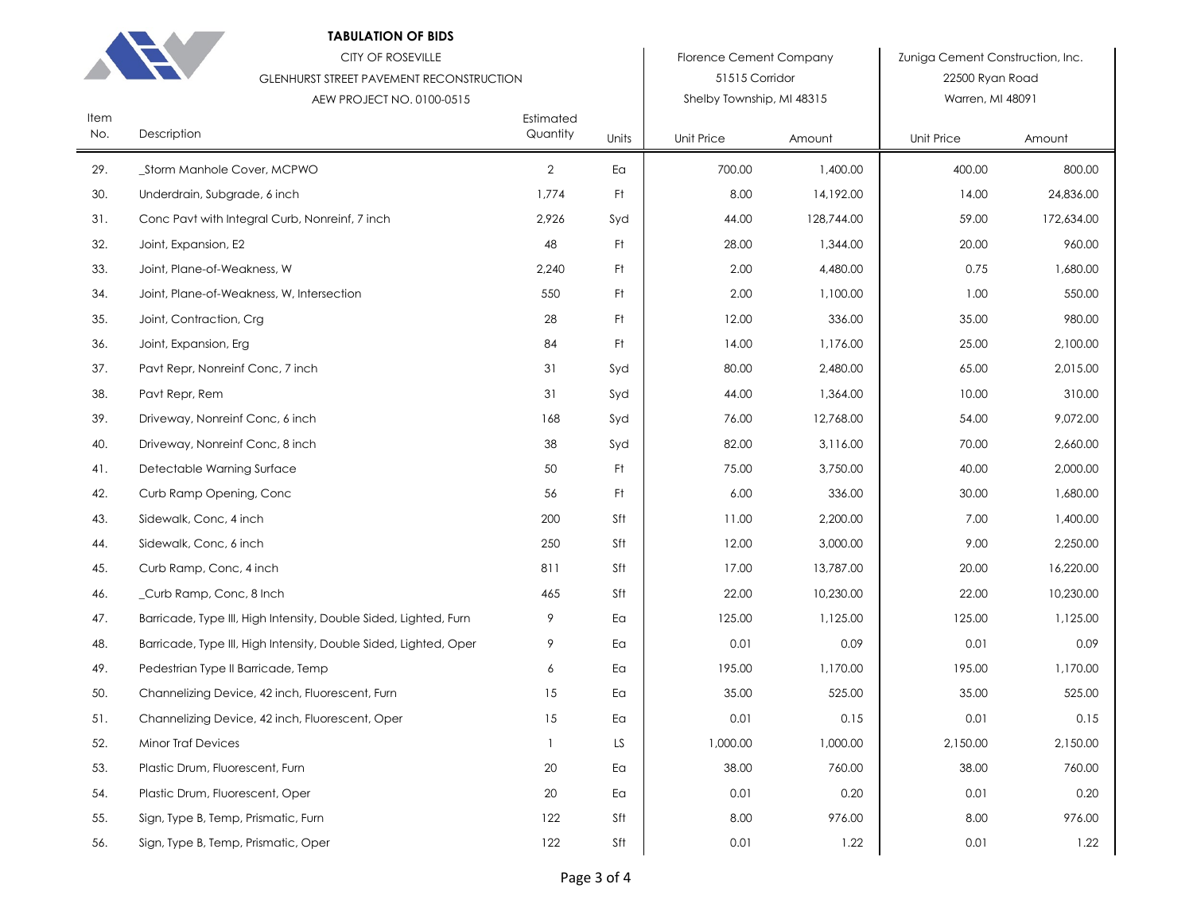**TABULATION OF BIDS**

CITY OF ROSEVILLE

GLENHURST STREET PAVEMENT RECONSTRUCTION

AEW PROJECT NO. 0100-0515

| | | | | Florence Cement Company<br>51515 Corridor<br>Shelby Township, MI 48315 | | Zuniga Cement Construction, Inc.<br>22500 Ryan Road<br>Warren, MI 48091 | |
|---|---|---|---|---|---|---|---|
| Item No. | Description | Estimated Quantity | Units | Unit Price | Amount | Unit Price | Amount |
| 29. | _Storm Manhole Cover, MCPWO | 2 | Ea | 700.00 | 1,400.00 | 400.00 | 800.00 |
| 30. | Underdrain, Subgrade, 6 inch | 1,774 | Ft | 8.00 | 14,192.00 | 14.00 | 24,836.00 |
| 31. | Conc Pavt with Integral Curb, Nonreinf, 7 inch | 2,926 | Syd | 44.00 | 128,744.00 | 59.00 | 172,634.00 |
| 32. | Joint, Expansion, E2 | 48 | Ft | 28.00 | 1,344.00 | 20.00 | 960.00 |
| 33. | Joint, Plane-of-Weakness, W | 2,240 | Ft | 2.00 | 4,480.00 | 0.75 | 1,680.00 |
| 34. | Joint, Plane-of-Weakness, W, Intersection | 550 | Ft | 2.00 | 1,100.00 | 1.00 | 550.00 |
| 35. | Joint, Contraction, Crg | 28 | Ft | 12.00 | 336.00 | 35.00 | 980.00 |
| 36. | Joint, Expansion, Erg | 84 | Ft | 14.00 | 1,176.00 | 25.00 | 2,100.00 |
| 37. | Pavt Repr, Nonreinf Conc, 7 inch | 31 | Syd | 80.00 | 2,480.00 | 65.00 | 2,015.00 |
| 38. | Pavt Repr, Rem | 31 | Syd | 44.00 | 1,364.00 | 10.00 | 310.00 |
| 39. | Driveway, Nonreinf Conc, 6 inch | 168 | Syd | 76.00 | 12,768.00 | 54.00 | 9,072.00 |
| 40. | Driveway, Nonreinf Conc, 8 inch | 38 | Syd | 82.00 | 3,116.00 | 70.00 | 2,660.00 |
| 41. | Detectable Warning Surface | 50 | Ft | 75.00 | 3,750.00 | 40.00 | 2,000.00 |
| 42. | Curb Ramp Opening, Conc | 56 | Ft | 6.00 | 336.00 | 30.00 | 1,680.00 |
| 43. | Sidewalk, Conc, 4 inch | 200 | Sft | 11.00 | 2,200.00 | 7.00 | 1,400.00 |
| 44. | Sidewalk, Conc, 6 inch | 250 | Sft | 12.00 | 3,000.00 | 9.00 | 2,250.00 |
| 45. | Curb Ramp, Conc, 4 inch | 811 | Sft | 17.00 | 13,787.00 | 20.00 | 16,220.00 |
| 46. | _Curb Ramp, Conc, 8 Inch | 465 | Sft | 22.00 | 10,230.00 | 22.00 | 10,230.00 |
| 47. | Barricade, Type III, High Intensity, Double Sided, Lighted, Furn | 9 | Ea | 125.00 | 1,125.00 | 125.00 | 1,125.00 |
| 48. | Barricade, Type III, High Intensity, Double Sided, Lighted, Oper | 9 | Ea | 0.01 | 0.09 | 0.01 | 0.09 |
| 49. | Pedestrian Type II Barricade, Temp | 6 | Ea | 195.00 | 1,170.00 | 195.00 | 1,170.00 |
| 50. | Channelizing Device, 42 inch, Fluorescent, Furn | 15 | Ea | 35.00 | 525.00 | 35.00 | 525.00 |
| 51. | Channelizing Device, 42 inch, Fluorescent, Oper | 15 | Ea | 0.01 | 0.15 | 0.01 | 0.15 |
| 52. | Minor Traf Devices | 1 | LS | 1,000.00 | 1,000.00 | 2,150.00 | 2,150.00 |
| 53. | Plastic Drum, Fluorescent, Furn | 20 | Ea | 38.00 | 760.00 | 38.00 | 760.00 |
| 54. | Plastic Drum, Fluorescent, Oper | 20 | Ea | 0.01 | 0.20 | 0.01 | 0.20 |
| 55. | Sign, Type B, Temp, Prismatic, Furn | 122 | Sft | 8.00 | 976.00 | 8.00 | 976.00 |
| 56. | Sign, Type B, Temp, Prismatic, Oper | 122 | Sft | 0.01 | 1.22 | 0.01 | 1.22 |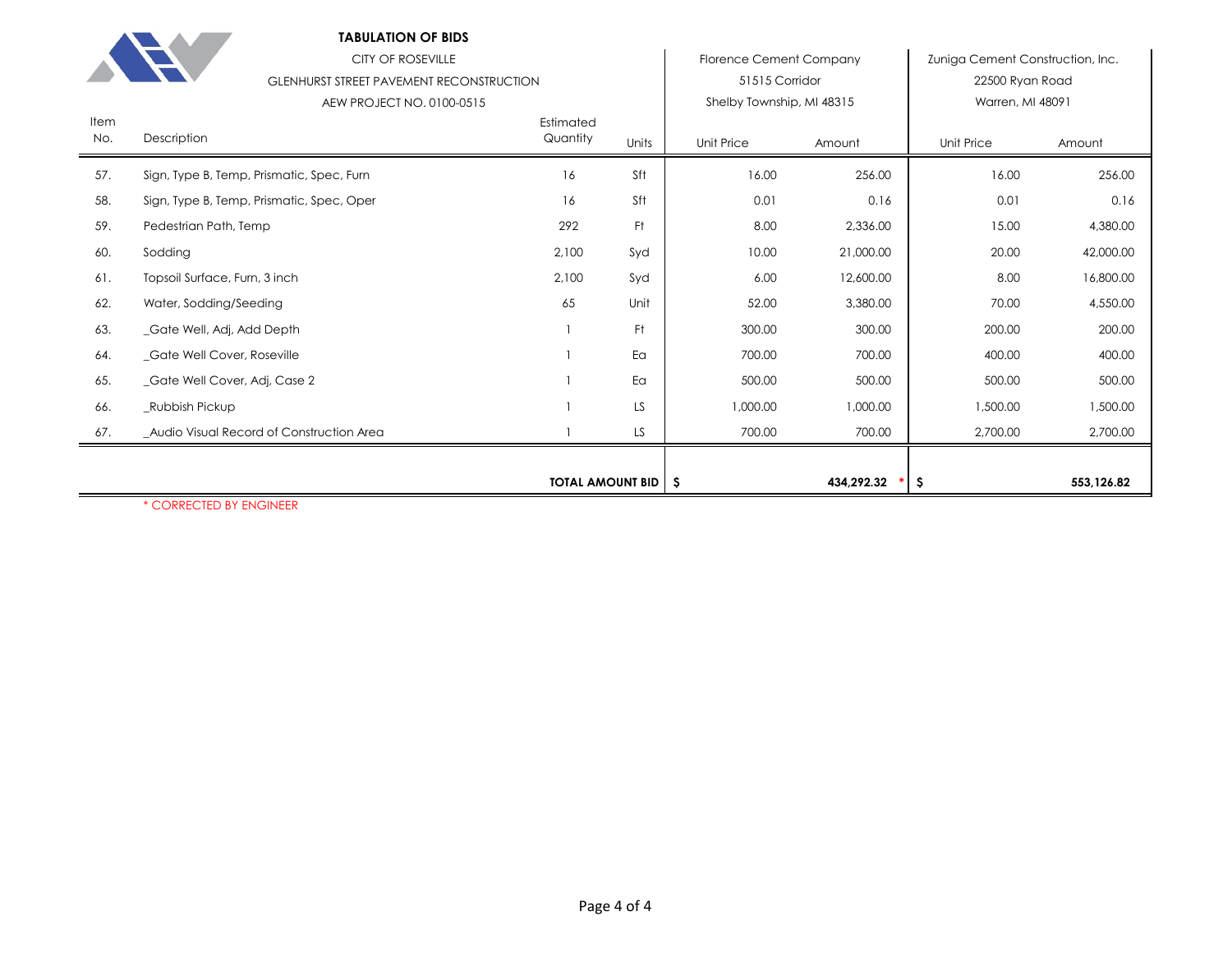**TABULATION OF BIDS**

CITY OF ROSEVILLE

GLENHURST STREET PAVEMENT RECONSTRUCTION

AEW PROJECT NO. 0100-0515

| Item No. | Description | Estimated Quantity | Units | Florence Cement Company<br>51515 Corridor<br>Shelby Township, MI 48315<br>Unit Price | Amount | Zuniga Cement Construction, Inc.<br>22500 Ryan Road<br>Warren, MI 48091<br>Unit Price | Amount |
|---|---|---|---|---|---|---|---|
| 57. | Sign, Type B, Temp, Prismatic, Spec, Furn | 16 | Sft | 16.00 | 256.00 | 16.00 | 256.00 |
| 58. | Sign, Type B, Temp, Prismatic, Spec, Oper | 16 | Sft | 0.01 | 0.16 | 0.01 | 0.16 |
| 59. | Pedestrian Path, Temp | 292 | Ft | 8.00 | 2,336.00 | 15.00 | 4,380.00 |
| 60. | Sodding | 2,100 | Syd | 10.00 | 21,000.00 | 20.00 | 42,000.00 |
| 61. | Topsoil Surface, Furn, 3 inch | 2,100 | Syd | 6.00 | 12,600.00 | 8.00 | 16,800.00 |
| 62. | Water, Sodding/Seeding | 65 | Unit | 52.00 | 3,380.00 | 70.00 | 4,550.00 |
| 63. | _Gate Well, Adj, Add Depth | 1 | Ft | 300.00 | 300.00 | 200.00 | 200.00 |
| 64. | _Gate Well Cover, Roseville | 1 | Ea | 700.00 | 700.00 | 400.00 | 400.00 |
| 65. | _Gate Well Cover, Adj, Case 2 | 1 | Ea | 500.00 | 500.00 | 500.00 | 500.00 |
| 66. | _Rubbish Pickup | 1 | LS | 1,000.00 | 1,000.00 | 1,500.00 | 1,500.00 |
| 67. | _Audio Visual Record of Construction Area | 1 | LS | 700.00 | 700.00 | 2,700.00 | 2,700.00 |
| | | **TOTAL AMOUNT BID** | | **$** | **434,292.32** * | **$** | **553,126.82** |

\* CORRECTED BY ENGINEER